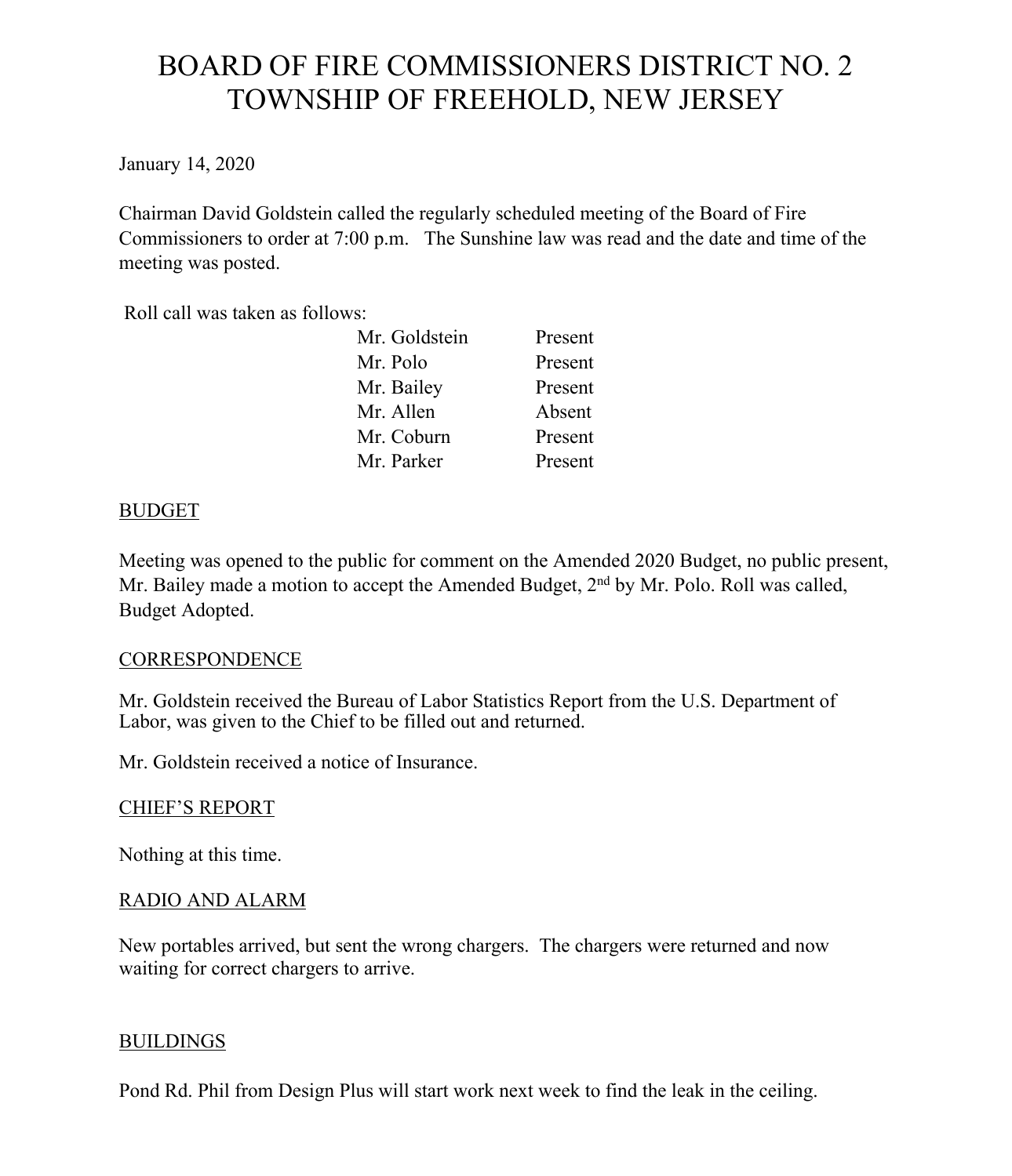# BOARD OF FIRE COMMISSIONERS DISTRICT NO. 2
# TOWNSHIP OF FREEHOLD, NEW JERSEY

January 14, 2020

Chairman David Goldstein called the regularly scheduled meeting of the Board of Fire Commissioners to order at 7:00 p.m. The Sunshine law was read and the date and time of the meeting was posted.

Roll call was taken as follows:

| | |
|---|---|
| Mr. Goldstein | Present |
| Mr. Polo | Present |
| Mr. Bailey | Present |
| Mr. Allen | Absent |
| Mr. Coburn | Present |
| Mr. Parker | Present |

<u>BUDGET</u>

Meeting was opened to the public for comment on the Amended 2020 Budget, no public present, Mr. Bailey made a motion to accept the Amended Budget, 2nd by Mr. Polo. Roll was called, Budget Adopted.

<u>CORRESPONDENCE</u>

Mr. Goldstein received the Bureau of Labor Statistics Report from the U.S. Department of Labor, was given to the Chief to be filled out and returned.

Mr. Goldstein received a notice of Insurance.

<u>CHIEF'S REPORT</u>

Nothing at this time.

<u>RADIO AND ALARM</u>

New portables arrived, but sent the wrong chargers. The chargers were returned and now waiting for correct chargers to arrive.

<u>BUILDINGS</u>

Pond Rd. Phil from Design Plus will start work next week to find the leak in the ceiling.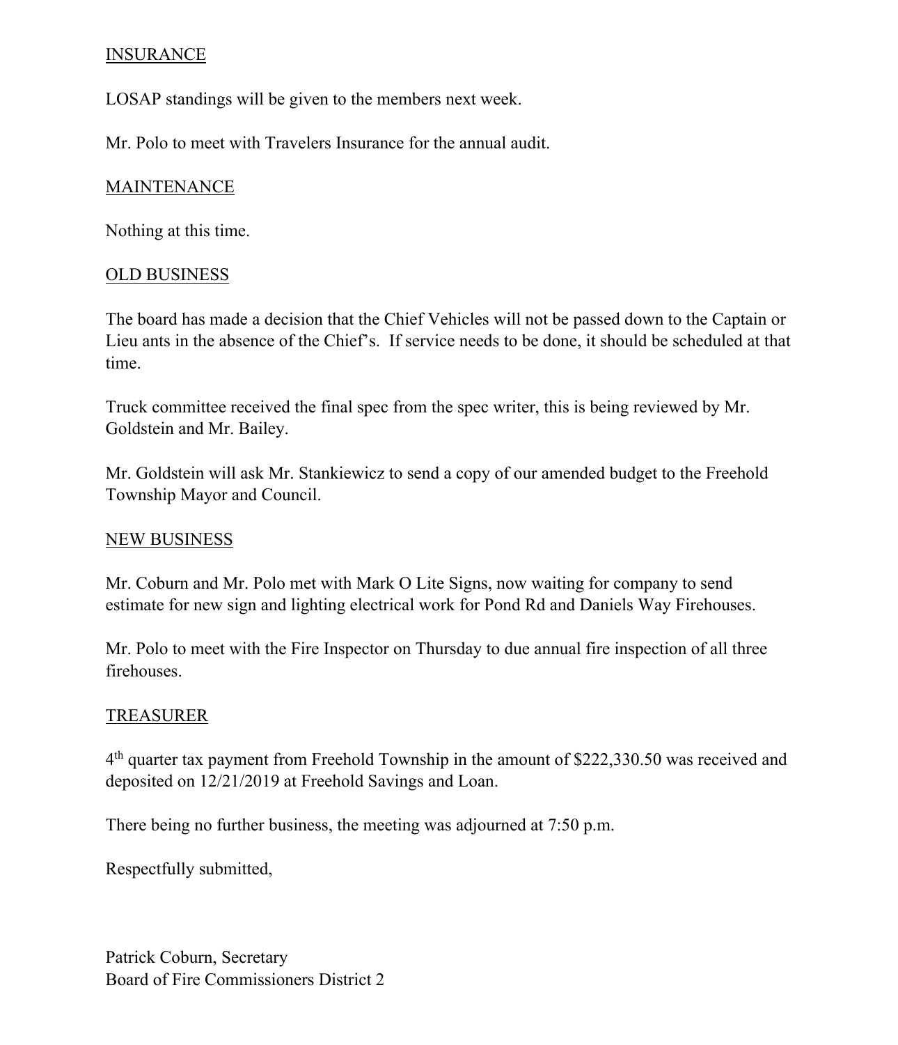INSURANCE

LOSAP standings will be given to the members next week.

Mr. Polo to meet with Travelers Insurance for the annual audit.

MAINTENANCE

Nothing at this time.

OLD BUSINESS

The board has made a decision that the Chief Vehicles will not be passed down to the Captain or Lieu ants in the absence of the Chief's. If service needs to be done, it should be scheduled at that time.

Truck committee received the final spec from the spec writer, this is being reviewed by Mr. Goldstein and Mr. Bailey.

Mr. Goldstein will ask Mr. Stankiewicz to send a copy of our amended budget to the Freehold Township Mayor and Council.

NEW BUSINESS

Mr. Coburn and Mr. Polo met with Mark O Lite Signs, now waiting for company to send estimate for new sign and lighting electrical work for Pond Rd and Daniels Way Firehouses.

Mr. Polo to meet with the Fire Inspector on Thursday to due annual fire inspection of all three firehouses.

TREASURER

4th quarter tax payment from Freehold Township in the amount of $222,330.50 was received and deposited on 12/21/2019 at Freehold Savings and Loan.

There being no further business, the meeting was adjourned at 7:50 p.m.

Respectfully submitted,

Patrick Coburn, Secretary
Board of Fire Commissioners District 2